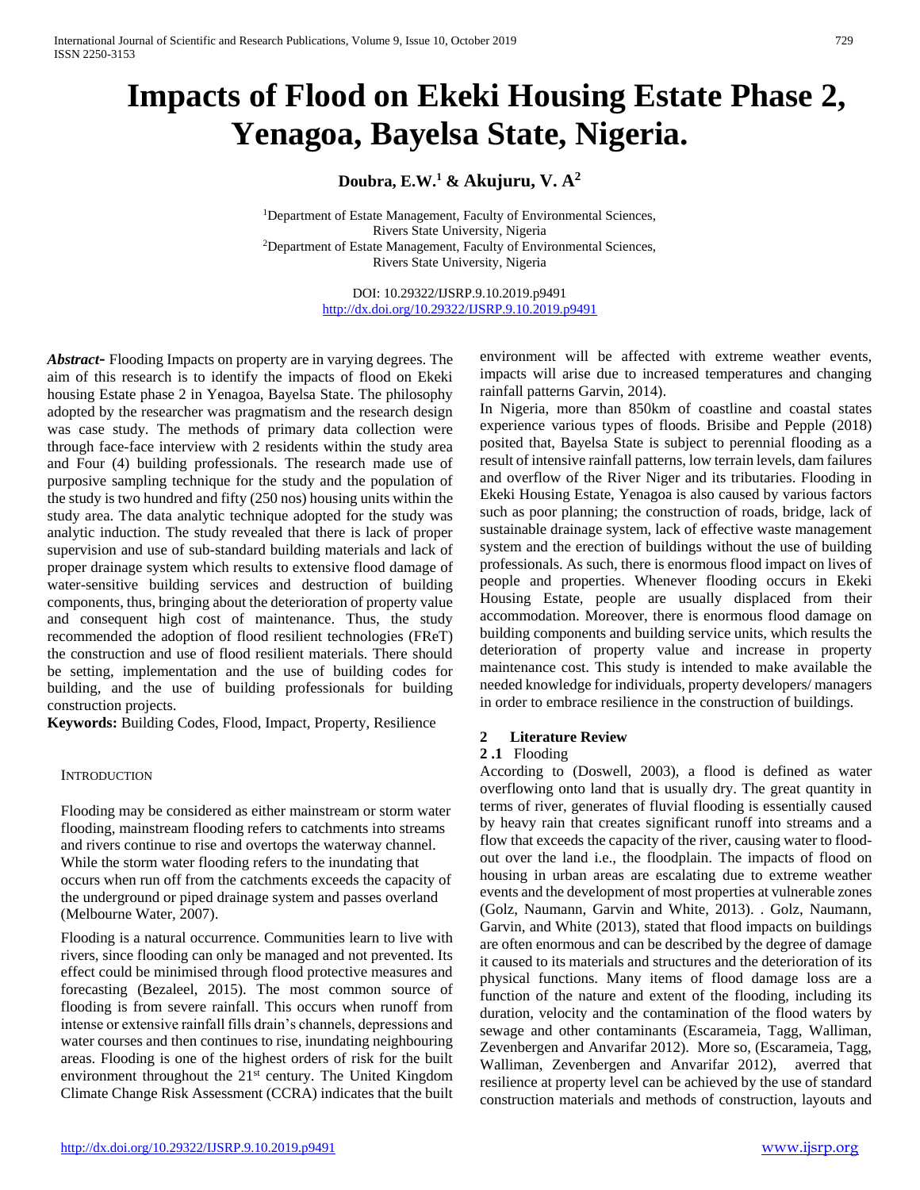# Impacts of Flood on Ekeki Housing Estate Phase 2, Yenagoa, Bayelsa State, Nigeria.

**Doubra, E.W.[1] & Akujuru, V. A[2]**

[1]Department of Estate Management, Faculty of Environmental Sciences, Rivers State University, Nigeria
[2]Department of Estate Management, Faculty of Environmental Sciences, Rivers State University, Nigeria

DOI: 10.29322/IJSRP.9.10.2019.p9491
http://dx.doi.org/10.29322/IJSRP.9.10.2019.p9491

***Abstract-*** Flooding Impacts on property are in varying degrees. The aim of this research is to identify the impacts of flood on Ekeki housing Estate phase 2 in Yenagoa, Bayelsa State. The philosophy adopted by the researcher was pragmatism and the research design was case study. The methods of primary data collection were through face-face interview with 2 residents within the study area and Four (4) building professionals. The research made use of purposive sampling technique for the study and the population of the study is two hundred and fifty (250 nos) housing units within the study area. The data analytic technique adopted for the study was analytic induction. The study revealed that there is lack of proper supervision and use of sub-standard building materials and lack of proper drainage system which results to extensive flood damage of water-sensitive building services and destruction of building components, thus, bringing about the deterioration of property value and consequent high cost of maintenance. Thus, the study recommended the adoption of flood resilient technologies (FReT) the construction and use of flood resilient materials. There should be setting, implementation and the use of building codes for building, and the use of building professionals for building construction projects.

**Keywords:** Building Codes, Flood, Impact, Property, Resilience

## INTRODUCTION

Flooding may be considered as either mainstream or storm water flooding, mainstream flooding refers to catchments into streams and rivers continue to rise and overtops the waterway channel. While the storm water flooding refers to the inundating that occurs when run off from the catchments exceeds the capacity of the underground or piped drainage system and passes overland (Melbourne Water, 2007).

Flooding is a natural occurrence. Communities learn to live with rivers, since flooding can only be managed and not prevented. Its effect could be minimised through flood protective measures and forecasting (Bezaleel, 2015). The most common source of flooding is from severe rainfall. This occurs when runoff from intense or extensive rainfall fills drain's channels, depressions and water courses and then continues to rise, inundating neighbouring areas. Flooding is one of the highest orders of risk for the built environment throughout the 21st century. The United Kingdom Climate Change Risk Assessment (CCRA) indicates that the built environment will be affected with extreme weather events, impacts will arise due to increased temperatures and changing rainfall patterns Garvin, 2014).

In Nigeria, more than 850km of coastline and coastal states experience various types of floods. Brisibe and Pepple (2018) posited that, Bayelsa State is subject to perennial flooding as a result of intensive rainfall patterns, low terrain levels, dam failures and overflow of the River Niger and its tributaries. Flooding in Ekeki Housing Estate, Yenagoa is also caused by various factors such as poor planning; the construction of roads, bridge, lack of sustainable drainage system, lack of effective waste management system and the erection of buildings without the use of building professionals. As such, there is enormous flood impact on lives of people and properties. Whenever flooding occurs in Ekeki Housing Estate, people are usually displaced from their accommodation. Moreover, there is enormous flood damage on building components and building service units, which results the deterioration of property value and increase in property maintenance cost. This study is intended to make available the needed knowledge for individuals, property developers/ managers in order to embrace resilience in the construction of buildings.

## 2 Literature Review

### 2 .1 Flooding

According to (Doswell, 2003), a flood is defined as water overflowing onto land that is usually dry. The great quantity in terms of river, generates of fluvial flooding is essentially caused by heavy rain that creates significant runoff into streams and a flow that exceeds the capacity of the river, causing water to flood-out over the land i.e., the floodplain. The impacts of flood on housing in urban areas are escalating due to extreme weather events and the development of most properties at vulnerable zones (Golz, Naumann, Garvin and White, 2013). . Golz, Naumann, Garvin, and White (2013), stated that flood impacts on buildings are often enormous and can be described by the degree of damage it caused to its materials and structures and the deterioration of its physical functions. Many items of flood damage loss are a function of the nature and extent of the flooding, including its duration, velocity and the contamination of the flood waters by sewage and other contaminants (Escarameia, Tagg, Walliman, Zevenbergen and Anvarifar 2012). More so, (Escarameia, Tagg, Walliman, Zevenbergen and Anvarifar 2012), averred that resilience at property level can be achieved by the use of standard construction materials and methods of construction, layouts and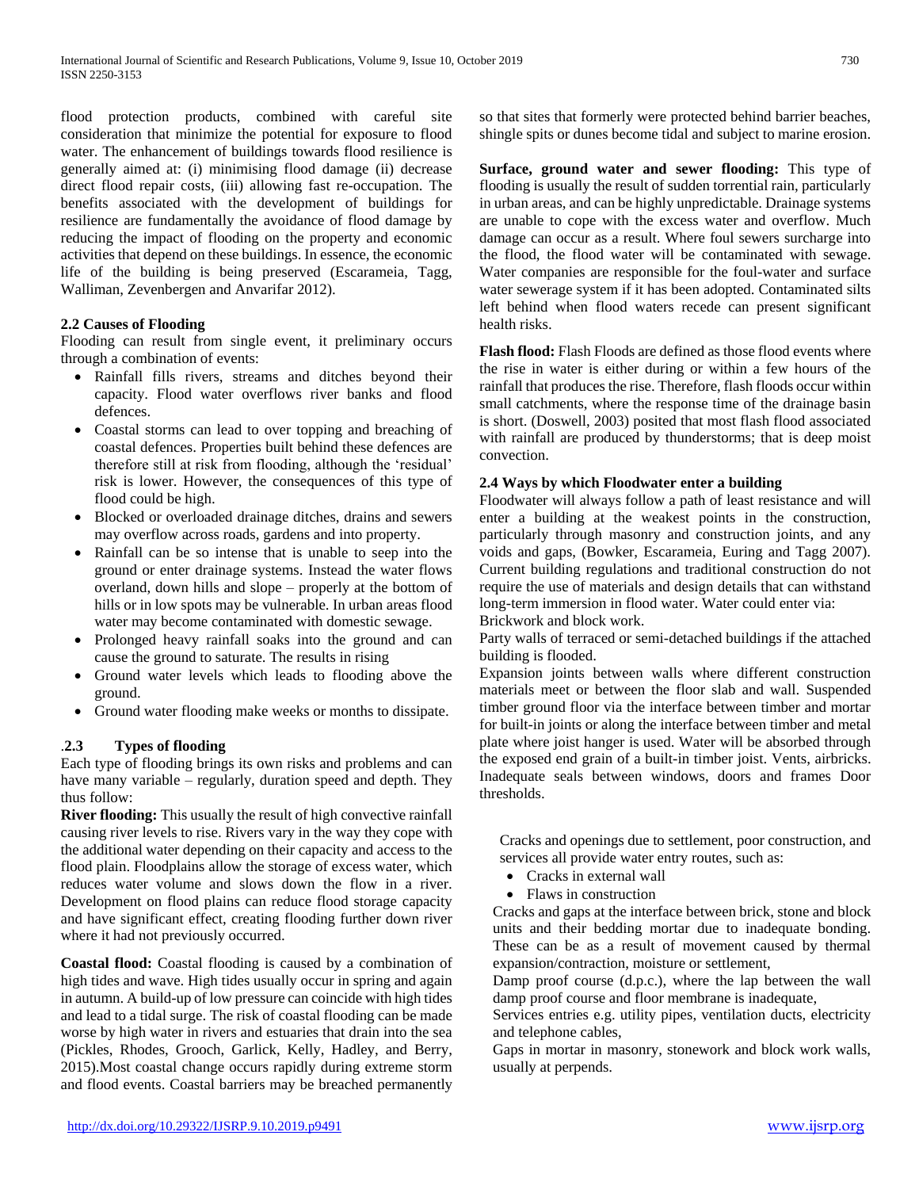flood protection products, combined with careful site consideration that minimize the potential for exposure to flood water. The enhancement of buildings towards flood resilience is generally aimed at: (i) minimising flood damage (ii) decrease direct flood repair costs, (iii) allowing fast re-occupation. The benefits associated with the development of buildings for resilience are fundamentally the avoidance of flood damage by reducing the impact of flooding on the property and economic activities that depend on these buildings. In essence, the economic life of the building is being preserved (Escarameia, Tagg, Walliman, Zevenbergen and Anvarifar 2012).

### 2.2 Causes of Flooding

Flooding can result from single event, it preliminary occurs through a combination of events:

- Rainfall fills rivers, streams and ditches beyond their capacity. Flood water overflows river banks and flood defences.
- Coastal storms can lead to over topping and breaching of coastal defences. Properties built behind these defences are therefore still at risk from flooding, although the 'residual' risk is lower. However, the consequences of this type of flood could be high.
- Blocked or overloaded drainage ditches, drains and sewers may overflow across roads, gardens and into property.
- Rainfall can be so intense that is unable to seep into the ground or enter drainage systems. Instead the water flows overland, down hills and slope – properly at the bottom of hills or in low spots may be vulnerable. In urban areas flood water may become contaminated with domestic sewage.
- Prolonged heavy rainfall soaks into the ground and can cause the ground to saturate. The results in rising
- Ground water levels which leads to flooding above the ground.
- Ground water flooding make weeks or months to dissipate.

### .2.3 Types of flooding

Each type of flooding brings its own risks and problems and can have many variable – regularly, duration speed and depth. They thus follow:

**River flooding:** This usually the result of high convective rainfall causing river levels to rise. Rivers vary in the way they cope with the additional water depending on their capacity and access to the flood plain. Floodplains allow the storage of excess water, which reduces water volume and slows down the flow in a river. Development on flood plains can reduce flood storage capacity and have significant effect, creating flooding further down river where it had not previously occurred.

**Coastal flood:** Coastal flooding is caused by a combination of high tides and wave. High tides usually occur in spring and again in autumn. A build-up of low pressure can coincide with high tides and lead to a tidal surge. The risk of coastal flooding can be made worse by high water in rivers and estuaries that drain into the sea (Pickles, Rhodes, Grooch, Garlick, Kelly, Hadley, and Berry, 2015).Most coastal change occurs rapidly during extreme storm and flood events. Coastal barriers may be breached permanently so that sites that formerly were protected behind barrier beaches, shingle spits or dunes become tidal and subject to marine erosion.

**Surface, ground water and sewer flooding:** This type of flooding is usually the result of sudden torrential rain, particularly in urban areas, and can be highly unpredictable. Drainage systems are unable to cope with the excess water and overflow. Much damage can occur as a result. Where foul sewers surcharge into the flood, the flood water will be contaminated with sewage. Water companies are responsible for the foul-water and surface water sewerage system if it has been adopted. Contaminated silts left behind when flood waters recede can present significant health risks.

**Flash flood:** Flash Floods are defined as those flood events where the rise in water is either during or within a few hours of the rainfall that produces the rise. Therefore, flash floods occur within small catchments, where the response time of the drainage basin is short. (Doswell, 2003) posited that most flash flood associated with rainfall are produced by thunderstorms; that is deep moist convection.

### 2.4 Ways by which Floodwater enter a building

Floodwater will always follow a path of least resistance and will enter a building at the weakest points in the construction, particularly through masonry and construction joints, and any voids and gaps, (Bowker, Escarameia, Euring and Tagg 2007). Current building regulations and traditional construction do not require the use of materials and design details that can withstand long-term immersion in flood water. Water could enter via:
Brickwork and block work.
Party walls of terraced or semi-detached buildings if the attached building is flooded.
Expansion joints between walls where different construction materials meet or between the floor slab and wall. Suspended timber ground floor via the interface between timber and mortar for built-in joints or along the interface between timber and metal plate where joist hanger is used. Water will be absorbed through the exposed end grain of a built-in timber joist. Vents, airbricks. Inadequate seals between windows, doors and frames Door thresholds.

Cracks and openings due to settlement, poor construction, and services all provide water entry routes, such as:

- Cracks in external wall
- Flaws in construction

Cracks and gaps at the interface between brick, stone and block units and their bedding mortar due to inadequate bonding. These can be as a result of movement caused by thermal expansion/contraction, moisture or settlement,
Damp proof course (d.p.c.), where the lap between the wall damp proof course and floor membrane is inadequate,
Services entries e.g. utility pipes, ventilation ducts, electricity and telephone cables,
Gaps in mortar in masonry, stonework and block work walls, usually at perpends.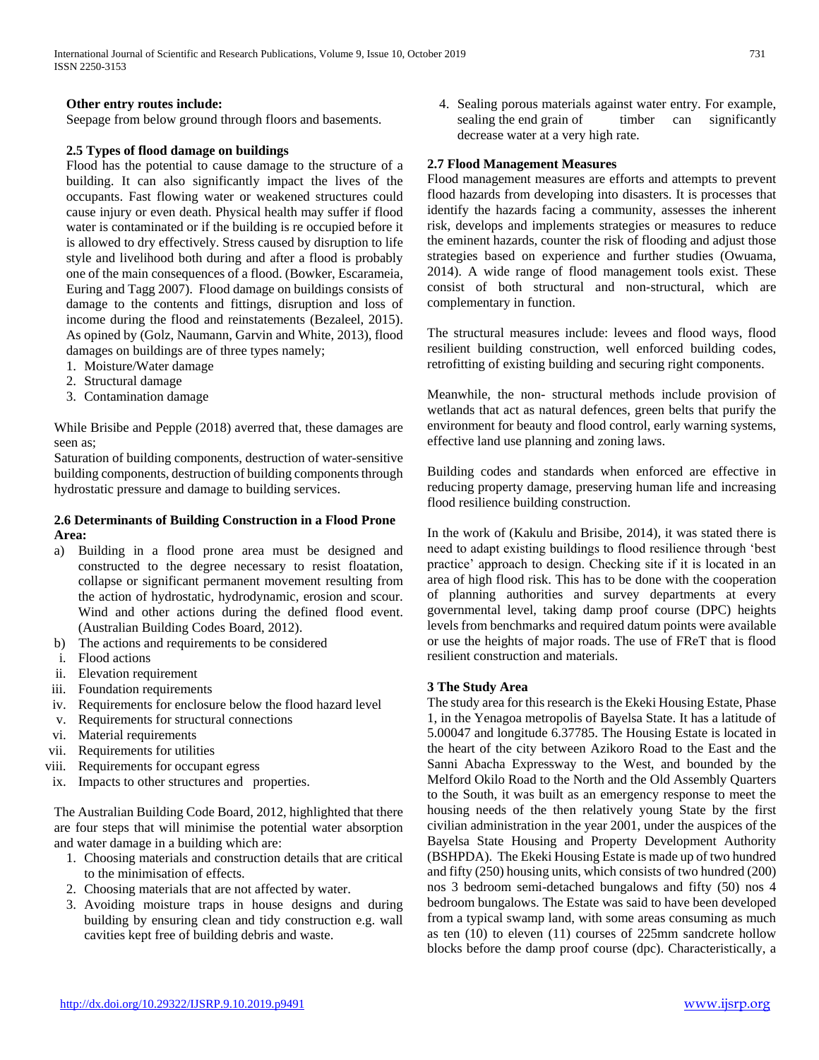**Other entry routes include:**

Seepage from below ground through floors and basements.

### 2.5 Types of flood damage on buildings

Flood has the potential to cause damage to the structure of a building. It can also significantly impact the lives of the occupants. Fast flowing water or weakened structures could cause injury or even death. Physical health may suffer if flood water is contaminated or if the building is re occupied before it is allowed to dry effectively. Stress caused by disruption to life style and livelihood both during and after a flood is probably one of the main consequences of a flood. (Bowker, Escarameia, Euring and Tagg 2007). Flood damage on buildings consists of damage to the contents and fittings, disruption and loss of income during the flood and reinstatements (Bezaleel, 2015). As opined by (Golz, Naumann, Garvin and White, 2013), flood damages on buildings are of three types namely;

1. Moisture/Water damage
2. Structural damage
3. Contamination damage

While Brisibe and Pepple (2018) averred that, these damages are seen as;

Saturation of building components, destruction of water-sensitive building components, destruction of building components through hydrostatic pressure and damage to building services.

### 2.6 Determinants of Building Construction in a Flood Prone Area:

a) Building in a flood prone area must be designed and constructed to the degree necessary to resist floatation, collapse or significant permanent movement resulting from the action of hydrostatic, hydrodynamic, erosion and scour. Wind and other actions during the defined flood event. (Australian Building Codes Board, 2012).

b) The actions and requirements to be considered

i. Flood actions
ii. Elevation requirement
iii. Foundation requirements
iv. Requirements for enclosure below the flood hazard level
v. Requirements for structural connections
vi. Material requirements
vii. Requirements for utilities
viii. Requirements for occupant egress
ix. Impacts to other structures and properties.

The Australian Building Code Board, 2012, highlighted that there are four steps that will minimise the potential water absorption and water damage in a building which are:

1. Choosing materials and construction details that are critical to the minimisation of effects.
2. Choosing materials that are not affected by water.
3. Avoiding moisture traps in house designs and during building by ensuring clean and tidy construction e.g. wall cavities kept free of building debris and waste.
4. Sealing porous materials against water entry. For example, sealing the end grain of timber can significantly decrease water at a very high rate.

### 2.7 Flood Management Measures

Flood management measures are efforts and attempts to prevent flood hazards from developing into disasters. It is processes that identify the hazards facing a community, assesses the inherent risk, develops and implements strategies or measures to reduce the eminent hazards, counter the risk of flooding and adjust those strategies based on experience and further studies (Owuama, 2014). A wide range of flood management tools exist. These consist of both structural and non-structural, which are complementary in function.

The structural measures include: levees and flood ways, flood resilient building construction, well enforced building codes, retrofitting of existing building and securing right components.

Meanwhile, the non- structural methods include provision of wetlands that act as natural defences, green belts that purify the environment for beauty and flood control, early warning systems, effective land use planning and zoning laws.

Building codes and standards when enforced are effective in reducing property damage, preserving human life and increasing flood resilience building construction.

In the work of (Kakulu and Brisibe, 2014), it was stated there is need to adapt existing buildings to flood resilience through 'best practice' approach to design. Checking site if it is located in an area of high flood risk. This has to be done with the cooperation of planning authorities and survey departments at every governmental level, taking damp proof course (DPC) heights levels from benchmarks and required datum points were available or use the heights of major roads. The use of FReT that is flood resilient construction and materials.

## 3 The Study Area

The study area for this research is the Ekeki Housing Estate, Phase 1, in the Yenagoa metropolis of Bayelsa State. It has a latitude of 5.00047 and longitude 6.37785. The Housing Estate is located in the heart of the city between Azikoro Road to the East and the Sanni Abacha Expressway to the West, and bounded by the Melford Okilo Road to the North and the Old Assembly Quarters to the South, it was built as an emergency response to meet the housing needs of the then relatively young State by the first civilian administration in the year 2001, under the auspices of the Bayelsa State Housing and Property Development Authority (BSHPDA). The Ekeki Housing Estate is made up of two hundred and fifty (250) housing units, which consists of two hundred (200) nos 3 bedroom semi-detached bungalows and fifty (50) nos 4 bedroom bungalows. The Estate was said to have been developed from a typical swamp land, with some areas consuming as much as ten (10) to eleven (11) courses of 225mm sandcrete hollow blocks before the damp proof course (dpc). Characteristically, a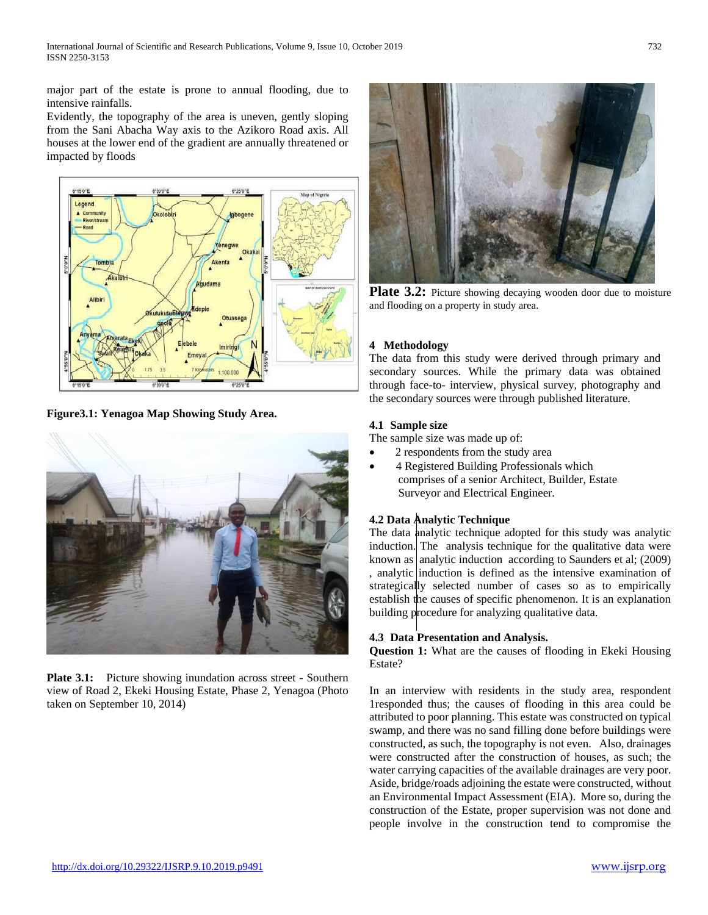major part of the estate is prone to annual flooding, due to intensive rainfalls.
Evidently, the topography of the area is uneven, gently sloping from the Sani Abacha Way axis to the Azikoro Road axis. All houses at the lower end of the gradient are annually threatened or impacted by floods

**Figure3.1: Yenagoa Map Showing Study Area.**

**Plate 3.1:** Picture showing inundation across street - Southern view of Road 2, Ekeki Housing Estate, Phase 2, Yenagoa (Photo taken on September 10, 2014)

**Plate 3.2:** Picture showing decaying wooden door due to moisture and flooding on a property in study area.

## 4 Methodology

The data from this study were derived through primary and secondary sources. While the primary data was obtained through face-to- interview, physical survey, photography and the secondary sources were through published literature.

### 4.1 Sample size

The sample size was made up of:

- 2 respondents from the study area
- 4 Registered Building Professionals which comprises of a senior Architect, Builder, Estate Surveyor and Electrical Engineer.

### 4.2 Data Analytic Technique

The data analytic technique adopted for this study was analytic induction. The analysis technique for the qualitative data were known as analytic induction according to Saunders et al; (2009), analytic induction is defined as the intensive examination of strategically selected number of cases so as to empirically establish the causes of specific phenomenon. It is an explanation building procedure for analyzing qualitative data.

### 4.3 Data Presentation and Analysis.

**Question 1:** What are the causes of flooding in Ekeki Housing Estate?

In an interview with residents in the study area, respondent 1responded thus; the causes of flooding in this area could be attributed to poor planning. This estate was constructed on typical swamp, and there was no sand filling done before buildings were constructed, as such, the topography is not even. Also, drainages were constructed after the construction of houses, as such; the water carrying capacities of the available drainages are very poor. Aside, bridge/roads adjoining the estate were constructed, without an Environmental Impact Assessment (EIA). More so, during the construction of the Estate, proper supervision was not done and people involve in the construction tend to compromise the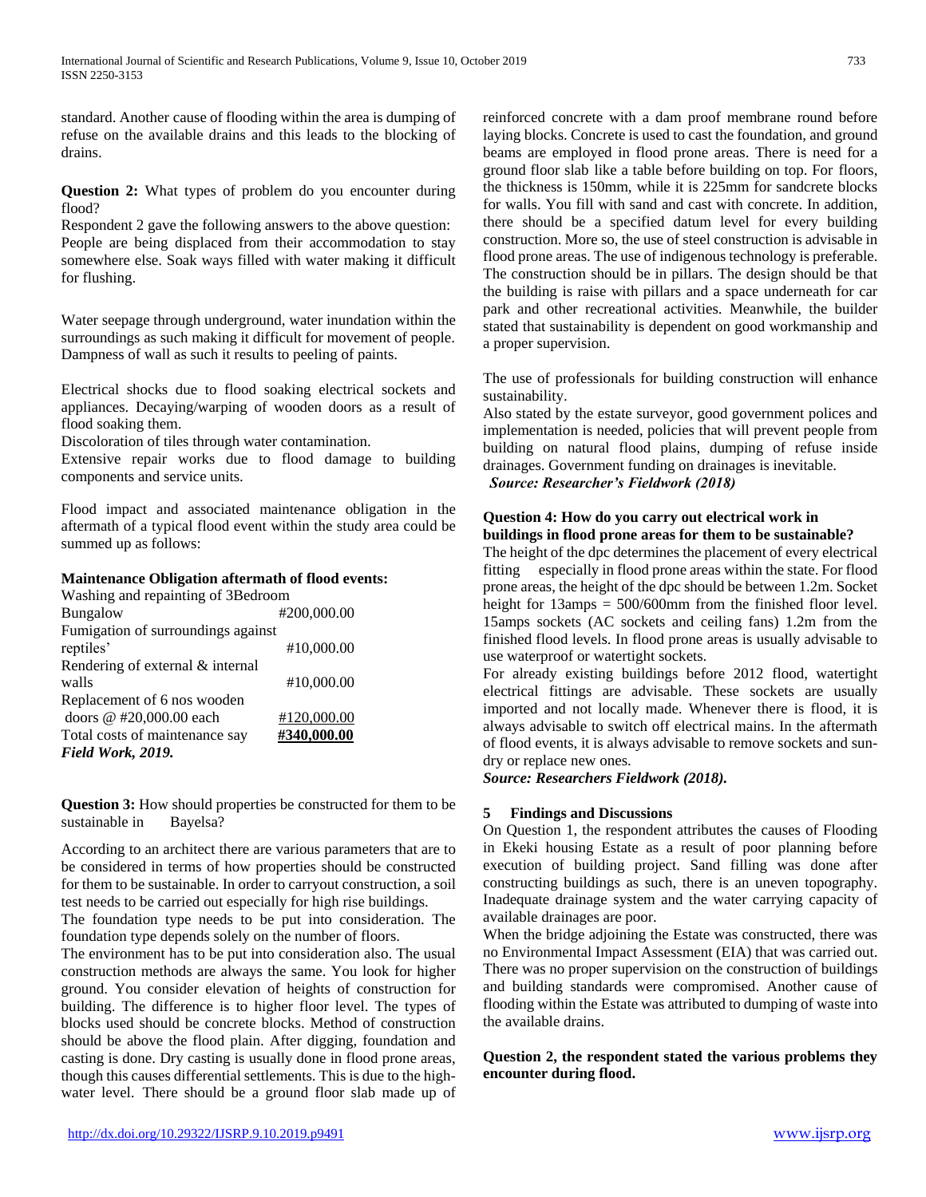standard. Another cause of flooding within the area is dumping of refuse on the available drains and this leads to the blocking of drains.

**Question 2:** What types of problem do you encounter during flood?

Respondent 2 gave the following answers to the above question: People are being displaced from their accommodation to stay somewhere else. Soak ways filled with water making it difficult for flushing.

Water seepage through underground, water inundation within the surroundings as such making it difficult for movement of people. Dampness of wall as such it results to peeling of paints.

Electrical shocks due to flood soaking electrical sockets and appliances. Decaying/warping of wooden doors as a result of flood soaking them.

Discoloration of tiles through water contamination.

Extensive repair works due to flood damage to building components and service units.

Flood impact and associated maintenance obligation in the aftermath of a typical flood event within the study area could be summed up as follows:

**Maintenance Obligation aftermath of flood events:**

| | |
|---|---|
| Washing and repainting of 3Bedroom Bungalow | #200,000.00 |
| Fumigation of surroundings against reptiles' | #10,000.00 |
| Rendering of external & internal walls | #10,000.00 |
| Replacement of 6 nos wooden doors @ #20,000.00 each | #120,000.00 |
| Total costs of maintenance say | **#340,000.00** |

***Field Work, 2019.***

**Question 3:** How should properties be constructed for them to be sustainable in Bayelsa?

According to an architect there are various parameters that are to be considered in terms of how properties should be constructed for them to be sustainable. In order to carryout construction, a soil test needs to be carried out especially for high rise buildings.

The foundation type needs to be put into consideration. The foundation type depends solely on the number of floors.

The environment has to be put into consideration also. The usual construction methods are always the same. You look for higher ground. You consider elevation of heights of construction for building. The difference is to higher floor level. The types of blocks used should be concrete blocks. Method of construction should be above the flood plain. After digging, foundation and casting is done. Dry casting is usually done in flood prone areas, though this causes differential settlements. This is due to the high-water level. There should be a ground floor slab made up of reinforced concrete with a dam proof membrane round before laying blocks. Concrete is used to cast the foundation, and ground beams are employed in flood prone areas. There is need for a ground floor slab like a table before building on top. For floors, the thickness is 150mm, while it is 225mm for sandcrete blocks for walls. You fill with sand and cast with concrete. In addition, there should be a specified datum level for every building construction. More so, the use of steel construction is advisable in flood prone areas. The use of indigenous technology is preferable. The construction should be in pillars. The design should be that the building is raise with pillars and a space underneath for car park and other recreational activities. Meanwhile, the builder stated that sustainability is dependent on good workmanship and a proper supervision.

The use of professionals for building construction will enhance sustainability.

Also stated by the estate surveyor, good government polices and implementation is needed, policies that will prevent people from building on natural flood plains, dumping of refuse inside drainages. Government funding on drainages is inevitable.

***Source: Researcher's Fieldwork (2018)***

**Question 4: How do you carry out electrical work in buildings in flood prone areas for them to be sustainable?**

The height of the dpc determines the placement of every electrical fitting especially in flood prone areas within the state. For flood prone areas, the height of the dpc should be between 1.2m. Socket height for 13amps = 500/600mm from the finished floor level. 15amps sockets (AC sockets and ceiling fans) 1.2m from the finished flood levels. In flood prone areas is usually advisable to use waterproof or watertight sockets.

For already existing buildings before 2012 flood, watertight electrical fittings are advisable. These sockets are usually imported and not locally made. Whenever there is flood, it is always advisable to switch off electrical mains. In the aftermath of flood events, it is always advisable to remove sockets and sun-dry or replace new ones.

***Source: Researchers Fieldwork (2018).***

## 5 Findings and Discussions

On Question 1, the respondent attributes the causes of Flooding in Ekeki housing Estate as a result of poor planning before execution of building project. Sand filling was done after constructing buildings as such, there is an uneven topography. Inadequate drainage system and the water carrying capacity of available drainages are poor.

When the bridge adjoining the Estate was constructed, there was no Environmental Impact Assessment (EIA) that was carried out. There was no proper supervision on the construction of buildings and building standards were compromised. Another cause of flooding within the Estate was attributed to dumping of waste into the available drains.

**Question 2, the respondent stated the various problems they encounter during flood.**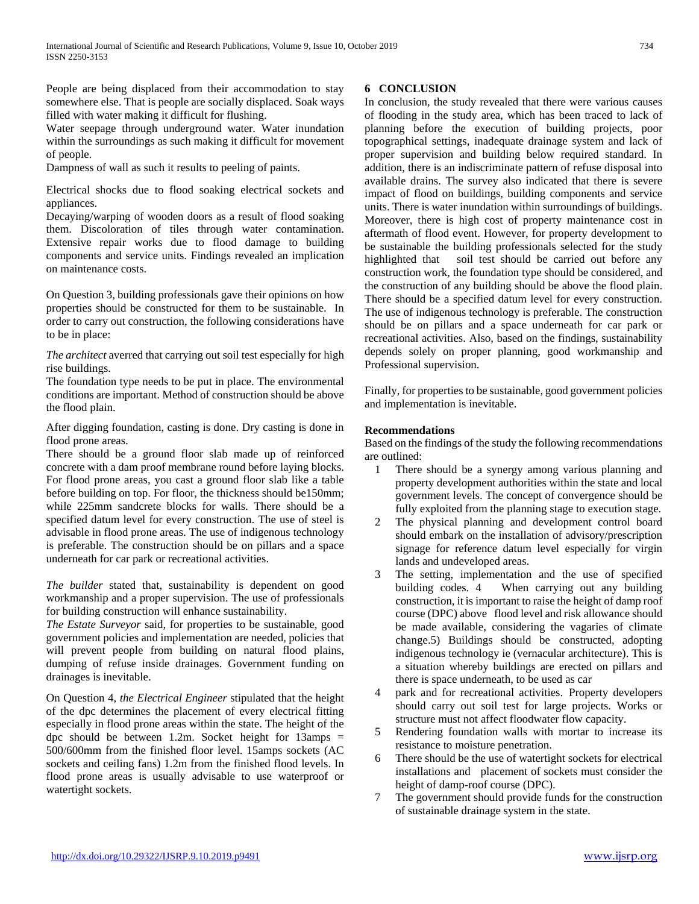People are being displaced from their accommodation to stay somewhere else. That is people are socially displaced. Soak ways filled with water making it difficult for flushing.

Water seepage through underground water. Water inundation within the surroundings as such making it difficult for movement of people.

Dampness of wall as such it results to peeling of paints.

Electrical shocks due to flood soaking electrical sockets and appliances.

Decaying/warping of wooden doors as a result of flood soaking them. Discoloration of tiles through water contamination. Extensive repair works due to flood damage to building components and service units. Findings revealed an implication on maintenance costs.

On Question 3, building professionals gave their opinions on how properties should be constructed for them to be sustainable. In order to carry out construction, the following considerations have to be in place:

*The architect* averred that carrying out soil test especially for high rise buildings.

The foundation type needs to be put in place. The environmental conditions are important. Method of construction should be above the flood plain.

After digging foundation, casting is done. Dry casting is done in flood prone areas.

There should be a ground floor slab made up of reinforced concrete with a dam proof membrane round before laying blocks. For flood prone areas, you cast a ground floor slab like a table before building on top. For floor, the thickness should be150mm; while 225mm sandcrete blocks for walls. There should be a specified datum level for every construction. The use of steel is advisable in flood prone areas. The use of indigenous technology is preferable. The construction should be on pillars and a space underneath for car park or recreational activities.

*The builder* stated that, sustainability is dependent on good workmanship and a proper supervision. The use of professionals for building construction will enhance sustainability.

*The Estate Surveyor* said, for properties to be sustainable, good government policies and implementation are needed, policies that will prevent people from building on natural flood plains, dumping of refuse inside drainages. Government funding on drainages is inevitable.

On Question 4, *the Electrical Engineer* stipulated that the height of the dpc determines the placement of every electrical fitting especially in flood prone areas within the state. The height of the dpc should be between 1.2m. Socket height for 13amps = 500/600mm from the finished floor level. 15amps sockets (AC sockets and ceiling fans) 1.2m from the finished flood levels. In flood prone areas is usually advisable to use waterproof or watertight sockets.

## 6 CONCLUSION

In conclusion, the study revealed that there were various causes of flooding in the study area, which has been traced to lack of planning before the execution of building projects, poor topographical settings, inadequate drainage system and lack of proper supervision and building below required standard. In addition, there is an indiscriminate pattern of refuse disposal into available drains. The survey also indicated that there is severe impact of flood on buildings, building components and service units. There is water inundation within surroundings of buildings. Moreover, there is high cost of property maintenance cost in aftermath of flood event. However, for property development to be sustainable the building professionals selected for the study highlighted that soil test should be carried out before any construction work, the foundation type should be considered, and the construction of any building should be above the flood plain. There should be a specified datum level for every construction. The use of indigenous technology is preferable. The construction should be on pillars and a space underneath for car park or recreational activities. Also, based on the findings, sustainability depends solely on proper planning, good workmanship and Professional supervision.

Finally, for properties to be sustainable, good government policies and implementation is inevitable.

### Recommendations

Based on the findings of the study the following recommendations are outlined:

1 There should be a synergy among various planning and property development authorities within the state and local government levels. The concept of convergence should be fully exploited from the planning stage to execution stage.

2 The physical planning and development control board should embark on the installation of advisory/prescription signage for reference datum level especially for virgin lands and undeveloped areas.

3 The setting, implementation and the use of specified building codes. 4 When carrying out any building construction, it is important to raise the height of damp roof course (DPC) above flood level and risk allowance should be made available, considering the vagaries of climate change.5) Buildings should be constructed, adopting indigenous technology ie (vernacular architecture). This is a situation whereby buildings are erected on pillars and there is space underneath, to be used as car

4 park and for recreational activities. Property developers should carry out soil test for large projects. Works or structure must not affect floodwater flow capacity.

5 Rendering foundation walls with mortar to increase its resistance to moisture penetration.

6 There should be the use of watertight sockets for electrical installations and placement of sockets must consider the height of damp-roof course (DPC).

7 The government should provide funds for the construction of sustainable drainage system in the state.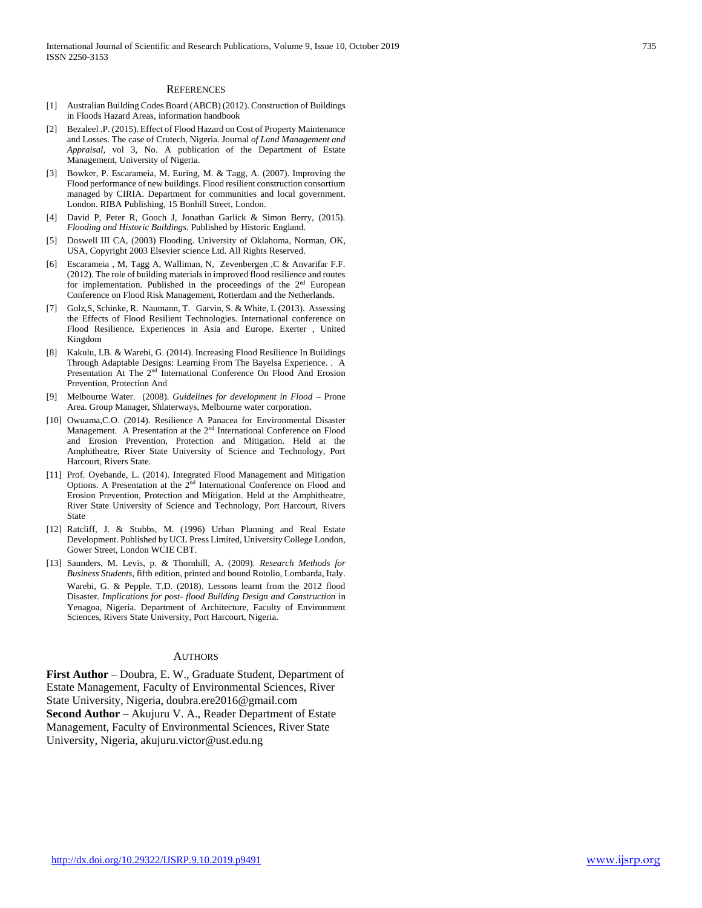## REFERENCES

[1] Australian Building Codes Board (ABCB) (2012). Construction of Buildings in Floods Hazard Areas, information handbook

[2] Bezaleel .P. (2015). Effect of Flood Hazard on Cost of Property Maintenance and Losses. The case of Crutech, Nigeria. Journal *of Land Management and Appraisal*, vol 3, No. A publication of the Department of Estate Management, University of Nigeria.

[3] Bowker, P. Escarameia, M. Euring, M. & Tagg, A. (2007). Improving the Flood performance of new buildings. Flood resilient construction consortium managed by CIRIA. Department for communities and local government. London. RIBA Publishing, 15 Bonhill Street, London.

[4] David P, Peter R, Gooch J, Jonathan Garlick & Simon Berry, (2015). *Flooding and Historic Buildings.* Published by Historic England.

[5] Doswell III CA, (2003) Flooding. University of Oklahoma, Norman, OK, USA, Copyright 2003 Elsevier science Ltd. All Rights Reserved.

[6] Escarameia , M, Tagg A, Walliman, N, Zevenbergen ,C & Anvarifar F.F. (2012). The role of building materials in improved flood resilience and routes for implementation. Published in the proceedings of the 2nd European Conference on Flood Risk Management, Rotterdam and the Netherlands.

[7] Golz,S, Schinke, R. Naumann, T. Garvin, S. & White, L (2013). Assessing the Effects of Flood Resilient Technologies. International conference on Flood Resilience. Experiences in Asia and Europe. Exerter , United Kingdom

[8] Kakulu, I.B. & Warebi, G. (2014). Increasing Flood Resilience In Buildings Through Adaptable Designs: Learning From The Bayelsa Experience. . A Presentation At The 2nd International Conference On Flood And Erosion Prevention, Protection And

[9] Melbourne Water. (2008). *Guidelines for development in Flood* – Prone Area. Group Manager, Shlaterways, Melbourne water corporation.

[10] Owuama,C.O. (2014). Resilience A Panacea for Environmental Disaster Management. A Presentation at the 2nd International Conference on Flood and Erosion Prevention, Protection and Mitigation. Held at the Amphitheatre, River State University of Science and Technology, Port Harcourt, Rivers State.

[11] Prof. Oyebande, L. (2014). Integrated Flood Management and Mitigation Options. A Presentation at the 2nd International Conference on Flood and Erosion Prevention, Protection and Mitigation. Held at the Amphitheatre, River State University of Science and Technology, Port Harcourt, Rivers State

[12] Ratcliff, J. & Stubbs, M. (1996) Urban Planning and Real Estate Development. Published by UCL Press Limited, University College London, Gower Street, London WCIE CBT.

[13] Saunders, M. Levis, p. & Thornhill, A. (2009). *Research Methods for Business Students*, fifth edition, printed and bound Rotolio, Lombarda, Italy. Warebi, G. & Pepple, T.D. (2018). Lessons learnt from the 2012 flood Disaster. *Implications for post- flood Building Design and Construction* in Yenagoa, Nigeria. Department of Architecture, Faculty of Environment Sciences, Rivers State University, Port Harcourt, Nigeria.

## AUTHORS

**First Author** – Doubra, E. W., Graduate Student, Department of Estate Management, Faculty of Environmental Sciences, River State University, Nigeria, doubra.ere2016@gmail.com

**Second Author** – Akujuru V. A., Reader Department of Estate Management, Faculty of Environmental Sciences, River State University, Nigeria, akujuru.victor@ust.edu.ng